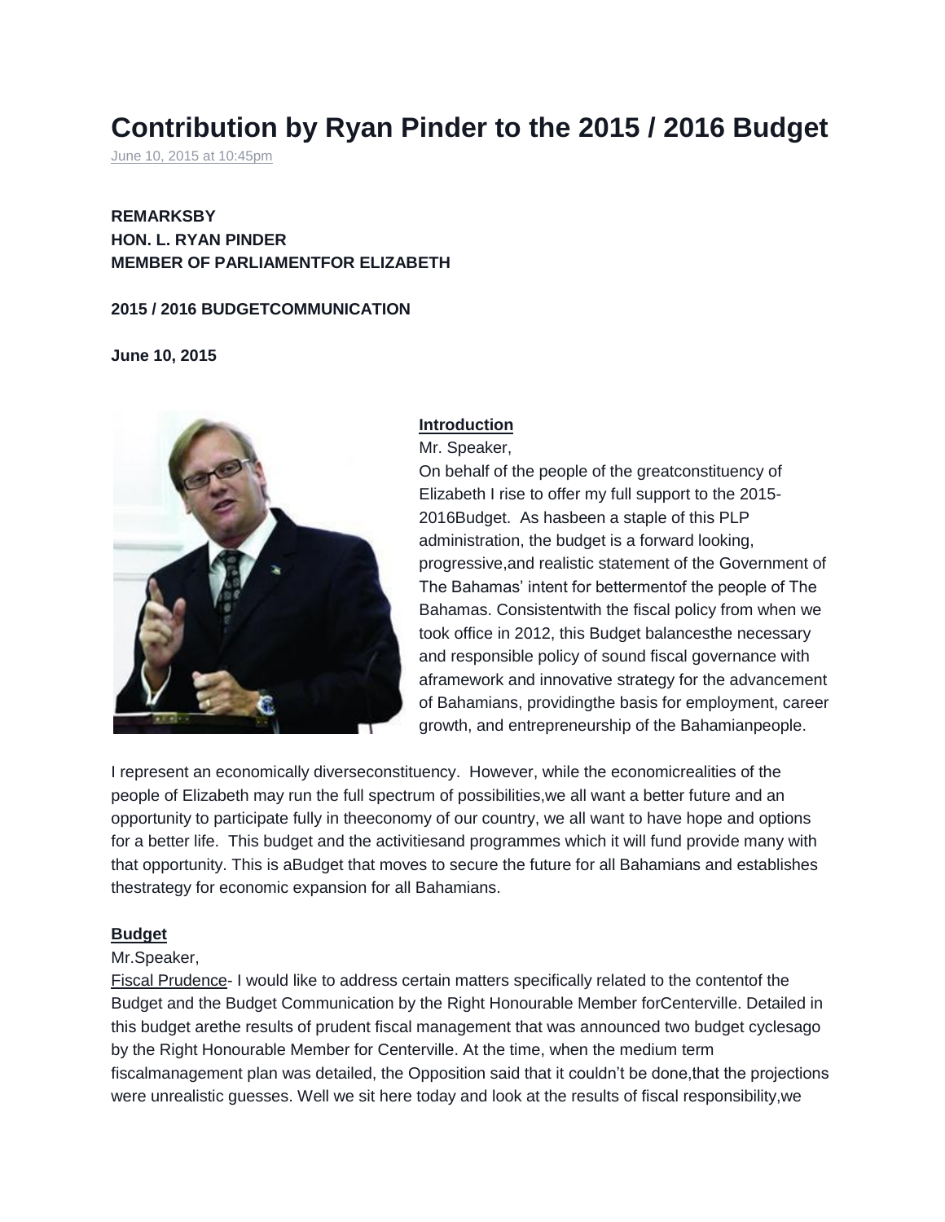# Contribution by Ryan Pinder to the 2015 / 2016 Budget

June 10, 2015 at 10:45pm

**REMARKSBY**
**HON. L. RYAN PINDER**
**MEMBER OF PARLIAMENTFOR ELIZABETH**

**2015 / 2016 BUDGETCOMMUNICATION**

**June 10, 2015**

**Introduction**

Mr. Speaker,

On behalf of the people of the greatconstituency of Elizabeth I rise to offer my full support to the 2015-2016Budget. As hasbeen a staple of this PLP administration, the budget is a forward looking, progressive,and realistic statement of the Government of The Bahamas' intent for bettermentof the people of The Bahamas. Consistentwith the fiscal policy from when we took office in 2012, this Budget balancesthe necessary and responsible policy of sound fiscal governance with aframework and innovative strategy for the advancement of Bahamians, providingthe basis for employment, career growth, and entrepreneurship of the Bahamianpeople.

I represent an economically diverseconstituency. However, while the economicrealities of the people of Elizabeth may run the full spectrum of possibilities,we all want a better future and an opportunity to participate fully in theeconomy of our country, we all want to have hope and options for a better life. This budget and the activitiesand programmes which it will fund provide many with that opportunity. This is aBudget that moves to secure the future for all Bahamians and establishes thestrategy for economic expansion for all Bahamians.

**Budget**

Mr.Speaker,

Fiscal Prudence- I would like to address certain matters specifically related to the contentof the Budget and the Budget Communication by the Right Honourable Member forCenterville. Detailed in this budget arethe results of prudent fiscal management that was announced two budget cyclesago by the Right Honourable Member for Centerville. At the time, when the medium term fiscalmanagement plan was detailed, the Opposition said that it couldn't be done,that the projections were unrealistic guesses. Well we sit here today and look at the results of fiscal responsibility,we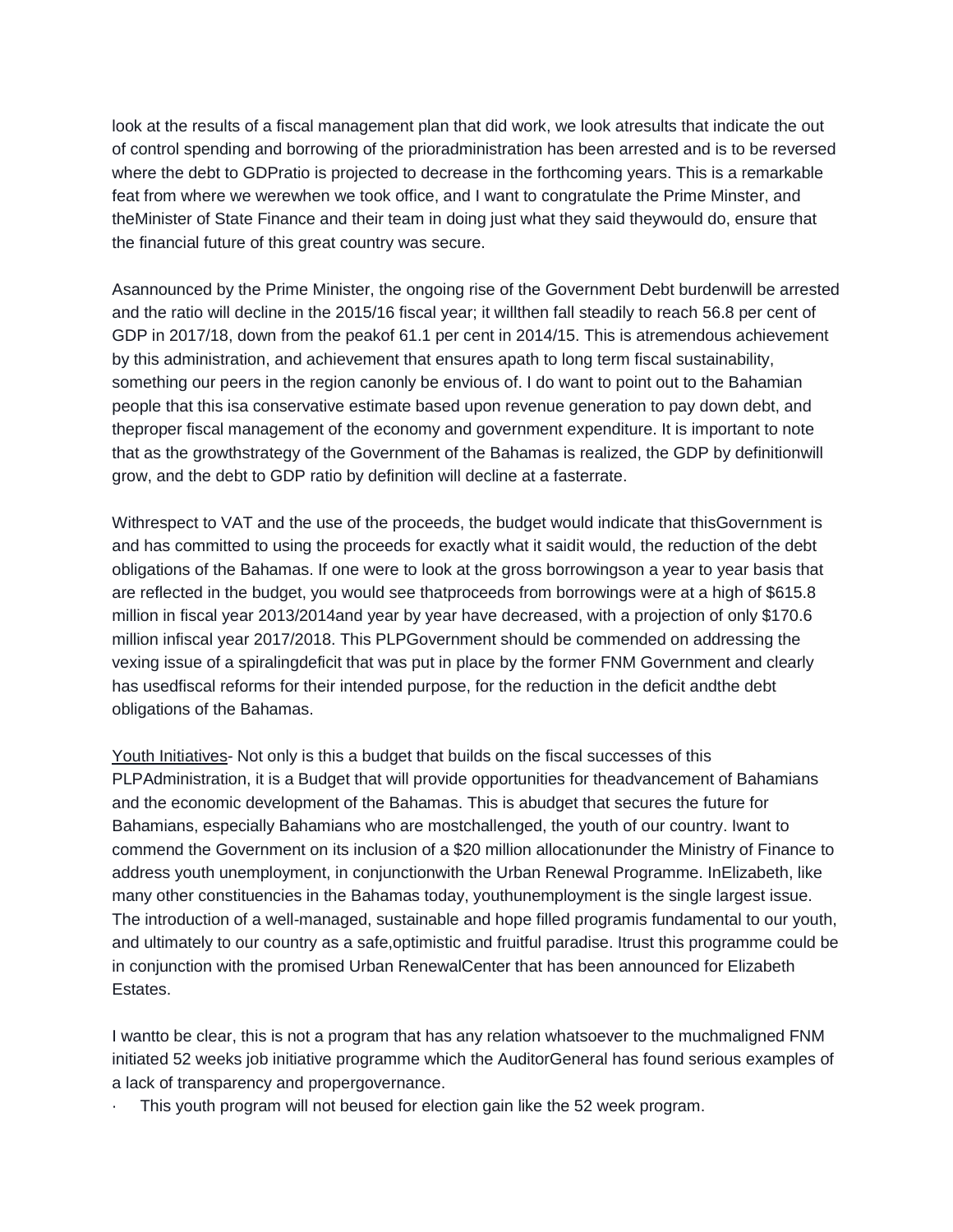look at the results of a fiscal management plan that did work, we look atresults that indicate the out of control spending and borrowing of the prioradministration has been arrested and is to be reversed where the debt to GDPratio is projected to decrease in the forthcoming years. This is a remarkable feat from where we werewhen we took office, and I want to congratulate the Prime Minster, and theMinister of State Finance and their team in doing just what they said theywould do, ensure that the financial future of this great country was secure.

Asannounced by the Prime Minister, the ongoing rise of the Government Debt burdenwill be arrested and the ratio will decline in the 2015/16 fiscal year; it willthen fall steadily to reach 56.8 per cent of GDP in 2017/18, down from the peakof 61.1 per cent in 2014/15. This is atremendous achievement by this administration, and achievement that ensures apath to long term fiscal sustainability, something our peers in the region canonly be envious of. I do want to point out to the Bahamian people that this isa conservative estimate based upon revenue generation to pay down debt, and theproper fiscal management of the economy and government expenditure. It is important to note that as the growthstrategy of the Government of the Bahamas is realized, the GDP by definitionwill grow, and the debt to GDP ratio by definition will decline at a fasterrate.

Withrespect to VAT and the use of the proceeds, the budget would indicate that thisGovernment is and has committed to using the proceeds for exactly what it saidit would, the reduction of the debt obligations of the Bahamas. If one were to look at the gross borrowingson a year to year basis that are reflected in the budget, you would see thatproceeds from borrowings were at a high of $615.8 million in fiscal year 2013/2014and year by year have decreased, with a projection of only $170.6 million infiscal year 2017/2018. This PLPGovernment should be commended on addressing the vexing issue of a spiralingdeficit that was put in place by the former FNM Government and clearly has usedfiscal reforms for their intended purpose, for the reduction in the deficit andthe debt obligations of the Bahamas.

<u>Youth Initiatives</u>- Not only is this a budget that builds on the fiscal successes of this PLPAdministration, it is a Budget that will provide opportunities for theadvancement of Bahamians and the economic development of the Bahamas. This is abudget that secures the future for Bahamians, especially Bahamians who are mostchallenged, the youth of our country. Iwant to commend the Government on its inclusion of a $20 million allocationunder the Ministry of Finance to address youth unemployment, in conjunctionwith the Urban Renewal Programme. InElizabeth, like many other constituencies in the Bahamas today, youthunemployment is the single largest issue. The introduction of a well-managed, sustainable and hope filled programis fundamental to our youth, and ultimately to our country as a safe,optimistic and fruitful paradise. Itrust this programme could be in conjunction with the promised Urban RenewalCenter that has been announced for Elizabeth Estates.

I wantto be clear, this is not a program that has any relation whatsoever to the muchmaligned FNM initiated 52 weeks job initiative programme which the AuditorGeneral has found serious examples of a lack of transparency and propergovernance.

- This youth program will not beused for election gain like the 52 week program.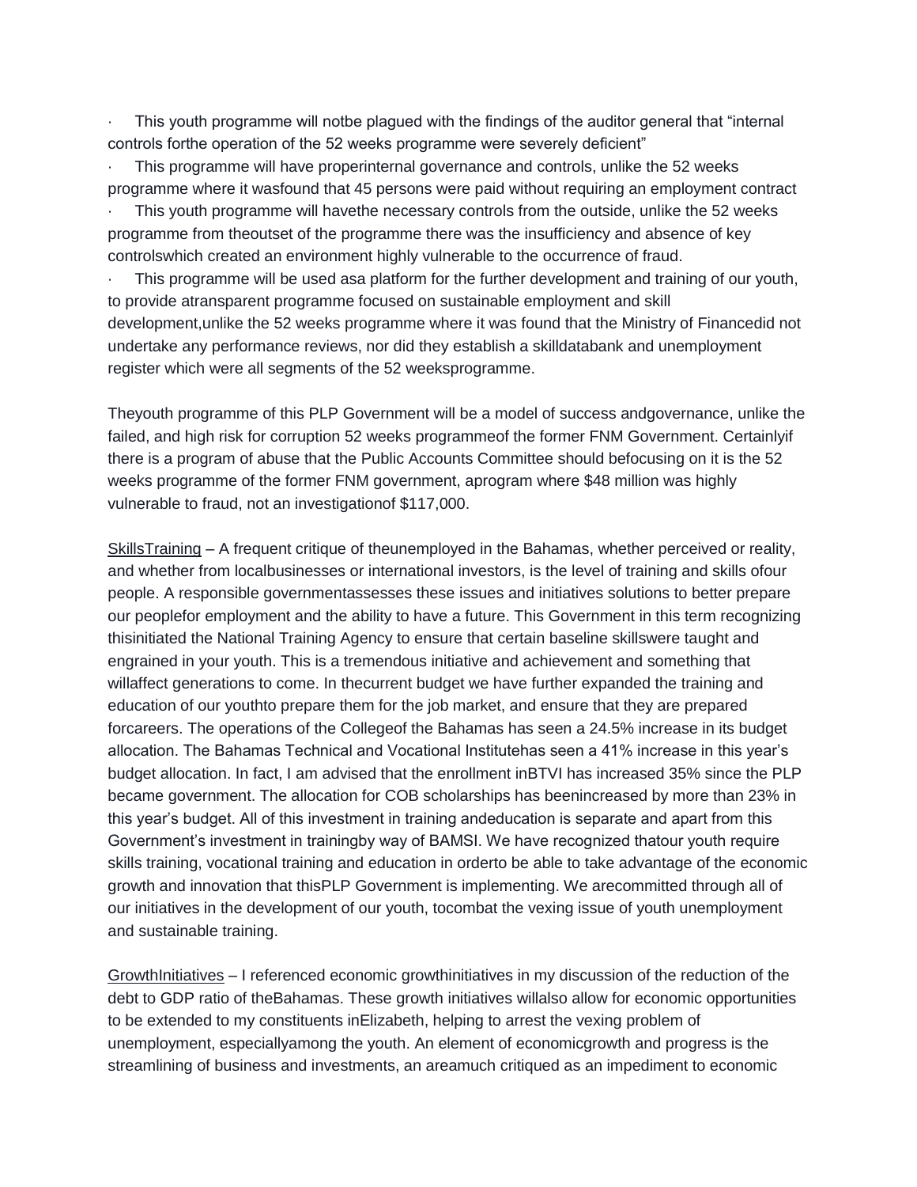- This youth programme will notbe plagued with the findings of the auditor general that "internal controls forthe operation of the 52 weeks programme were severely deficient"
- This programme will have properinternal governance and controls, unlike the 52 weeks programme where it wasfound that 45 persons were paid without requiring an employment contract
- This youth programme will havethe necessary controls from the outside, unlike the 52 weeks programme from theoutset of the programme there was the insufficiency and absence of key controlswhich created an environment highly vulnerable to the occurrence of fraud.
- This programme will be used asa platform for the further development and training of our youth, to provide atransparent programme focused on sustainable employment and skill development,unlike the 52 weeks programme where it was found that the Ministry of Financedid not undertake any performance reviews, nor did they establish a skilldatabank and unemployment register which were all segments of the 52 weeksprogramme.

Theyouth programme of this PLP Government will be a model of success andgovernance, unlike the failed, and high risk for corruption 52 weeks programmeof the former FNM Government. Certainlyif there is a program of abuse that the Public Accounts Committee should befocusing on it is the 52 weeks programme of the former FNM government, aprogram where $48 million was highly vulnerable to fraud, not an investigationof $117,000.

<u>SkillsTraining</u> – A frequent critique of theunemployed in the Bahamas, whether perceived or reality, and whether from localbusinesses or international investors, is the level of training and skills ofour people. A responsible governmentassesses these issues and initiatives solutions to better prepare our peoplefor employment and the ability to have a future. This Government in this term recognizing thisinitiated the National Training Agency to ensure that certain baseline skillswere taught and engrained in your youth. This is a tremendous initiative and achievement and something that willaffect generations to come. In thecurrent budget we have further expanded the training and education of our youthto prepare them for the job market, and ensure that they are prepared forcareers. The operations of the Collegeof the Bahamas has seen a 24.5% increase in its budget allocation. The Bahamas Technical and Vocational Institutehas seen a 41% increase in this year's budget allocation. In fact, I am advised that the enrollment inBTVI has increased 35% since the PLP became government. The allocation for COB scholarships has beenincreased by more than 23% in this year's budget. All of this investment in training andeducation is separate and apart from this Government's investment in trainingby way of BAMSI. We have recognized thatour youth require skills training, vocational training and education in orderto be able to take advantage of the economic growth and innovation that thisPLP Government is implementing. We arecommitted through all of our initiatives in the development of our youth, tocombat the vexing issue of youth unemployment and sustainable training.

<u>GrowthInitiatives</u> – I referenced economic growthinitiatives in my discussion of the reduction of the debt to GDP ratio of theBahamas. These growth initiatives willalso allow for economic opportunities to be extended to my constituents inElizabeth, helping to arrest the vexing problem of unemployment, especiallyamong the youth. An element of economicgrowth and progress is the streamlining of business and investments, an areamuch critiqued as an impediment to economic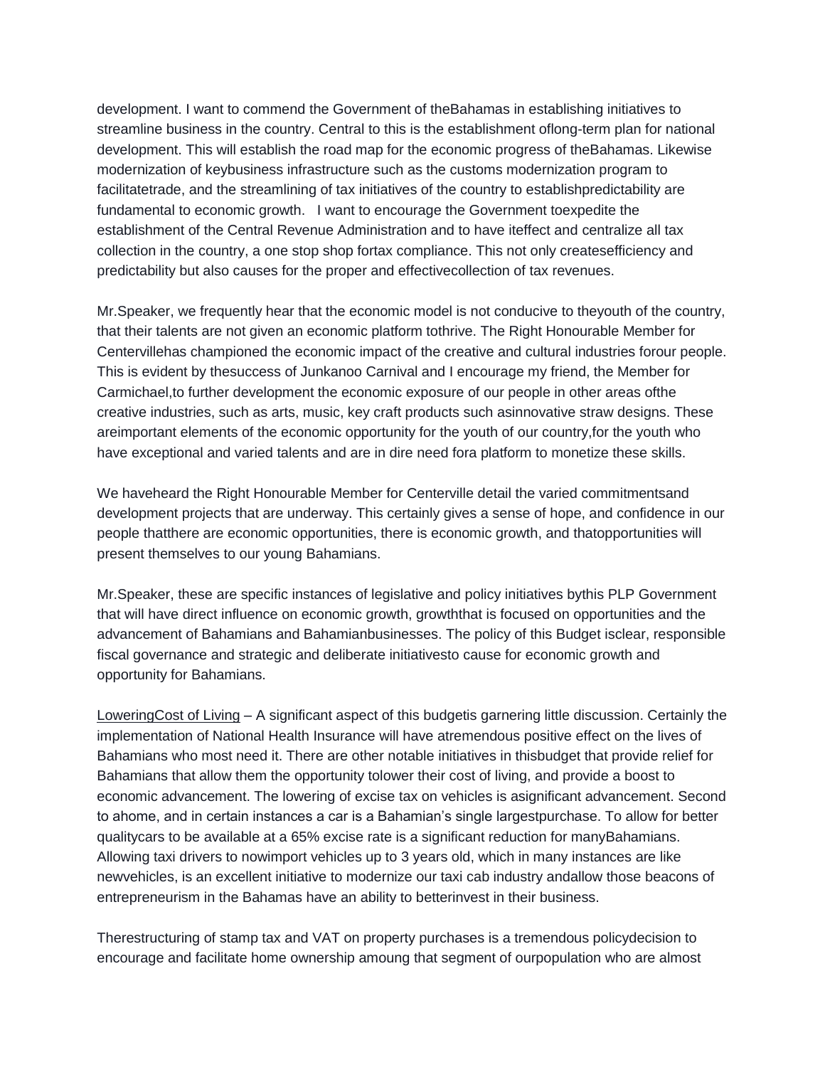development. I want to commend the Government of theBahamas in establishing initiatives to streamline business in the country. Central to this is the establishment oflong-term plan for national development. This will establish the road map for the economic progress of theBahamas. Likewise modernization of keybusiness infrastructure such as the customs modernization program to facilitatetrade, and the streamlining of tax initiatives of the country to establishpredictability are fundamental to economic growth.   I want to encourage the Government toexpedite the establishment of the Central Revenue Administration and to have iteffect and centralize all tax collection in the country, a one stop shop fortax compliance. This not only createsefficiency and predictability but also causes for the proper and effectivecollection of tax revenues.

Mr.Speaker, we frequently hear that the economic model is not conducive to theyouth of the country, that their talents are not given an economic platform tothrive. The Right Honourable Member for Centervillehas championed the economic impact of the creative and cultural industries forour people. This is evident by thesuccess of Junkanoo Carnival and I encourage my friend, the Member for Carmichael,to further development the economic exposure of our people in other areas ofthe creative industries, such as arts, music, key craft products such asinnovative straw designs. These areimportant elements of the economic opportunity for the youth of our country,for the youth who have exceptional and varied talents and are in dire need fora platform to monetize these skills.

We haveheard the Right Honourable Member for Centerville detail the varied commitmentsand development projects that are underway. This certainly gives a sense of hope, and confidence in our people thatthere are economic opportunities, there is economic growth, and thatopportunities will present themselves to our young Bahamians.

Mr.Speaker, these are specific instances of legislative and policy initiatives bythis PLP Government that will have direct influence on economic growth, growththat is focused on opportunities and the advancement of Bahamians and Bahamianbusinesses. The policy of this Budget isclear, responsible fiscal governance and strategic and deliberate initiativesto cause for economic growth and opportunity for Bahamians.

<u>LoweringCost of Living</u> – A significant aspect of this budgetis garnering little discussion. Certainly the implementation of National Health Insurance will have atremendous positive effect on the lives of Bahamians who most need it. There are other notable initiatives in thisbudget that provide relief for Bahamians that allow them the opportunity tolower their cost of living, and provide a boost to economic advancement. The lowering of excise tax on vehicles is asignificant advancement. Second to ahome, and in certain instances a car is a Bahamian's single largestpurchase. To allow for better qualitycars to be available at a 65% excise rate is a significant reduction for manyBahamians. Allowing taxi drivers to nowimport vehicles up to 3 years old, which in many instances are like newvehicles, is an excellent initiative to modernize our taxi cab industry andallow those beacons of entrepreneurism in the Bahamas have an ability to betterinvest in their business.

Therestructuring of stamp tax and VAT on property purchases is a tremendous policydecision to encourage and facilitate home ownership amoung that segment of ourpopulation who are almost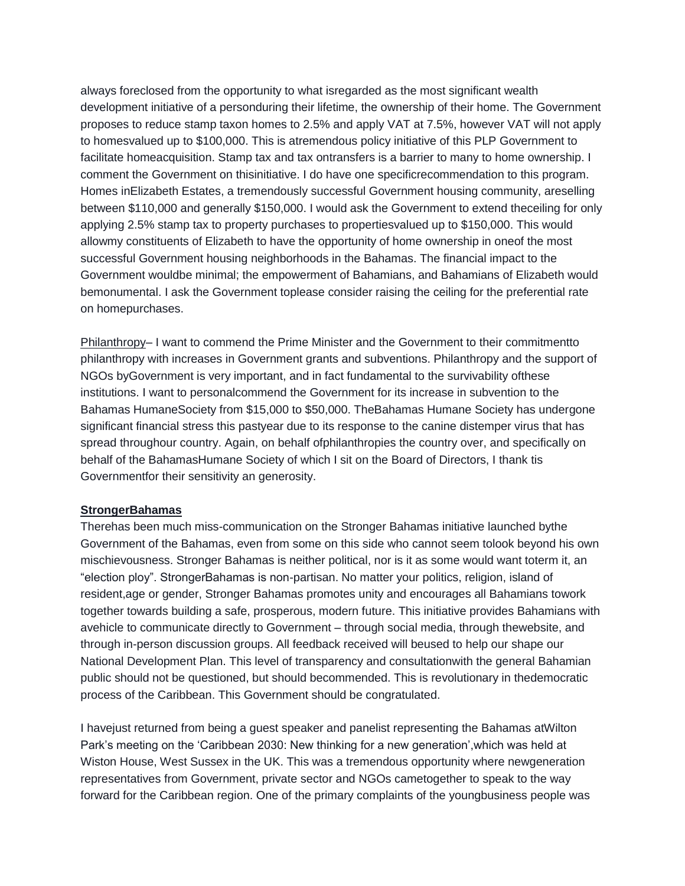always foreclosed from the opportunity to what isregarded as the most significant wealth development initiative of a personduring their lifetime, the ownership of their home. The Government proposes to reduce stamp taxon homes to 2.5% and apply VAT at 7.5%, however VAT will not apply to homesvalued up to $100,000. This is atremendous policy initiative of this PLP Government to facilitate homeacquisition. Stamp tax and tax ontransfers is a barrier to many to home ownership. I comment the Government on thisinitiative. I do have one specificrecommendation to this program. Homes inElizabeth Estates, a tremendously successful Government housing community, areselling between $110,000 and generally $150,000. I would ask the Government to extend theceiling for only applying 2.5% stamp tax to property purchases to propertiesvalued up to $150,000. This would allowmy constituents of Elizabeth to have the opportunity of home ownership in oneof the most successful Government housing neighborhoods in the Bahamas. The financial impact to the Government wouldbe minimal; the empowerment of Bahamians, and Bahamians of Elizabeth would bemonumental. I ask the Government toplease consider raising the ceiling for the preferential rate on homepurchases.

<u>Philanthropy</u>– I want to commend the Prime Minister and the Government to their commitmentto philanthropy with increases in Government grants and subventions. Philanthropy and the support of NGOs byGovernment is very important, and in fact fundamental to the survivability ofthese institutions. I want to personalcommend the Government for its increase in subvention to the Bahamas HumaneSociety from $15,000 to $50,000. TheBahamas Humane Society has undergone significant financial stress this pastyear due to its response to the canine distemper virus that has spread throughour country. Again, on behalf ofphilanthropies the country over, and specifically on behalf of the BahamasHumane Society of which I sit on the Board of Directors, I thank tis Governmentfor their sensitivity an generosity.

**<u>StrongerBahamas</u>**

Therehas been much miss-communication on the Stronger Bahamas initiative launched bythe Government of the Bahamas, even from some on this side who cannot seem tolook beyond his own mischievousness. Stronger Bahamas is neither political, nor is it as some would want toterm it, an "election ploy". StrongerBahamas is non-partisan. No matter your politics, religion, island of resident,age or gender, Stronger Bahamas promotes unity and encourages all Bahamians towork together towards building a safe, prosperous, modern future. This initiative provides Bahamians with avehicle to communicate directly to Government – through social media, through thewebsite, and through in-person discussion groups. All feedback received will beused to help our shape our National Development Plan. This level of transparency and consultationwith the general Bahamian public should not be questioned, but should becommended. This is revolutionary in thedemocratic process of the Caribbean. This Government should be congratulated.

I havejust returned from being a guest speaker and panelist representing the Bahamas atWilton Park's meeting on the 'Caribbean 2030: New thinking for a new generation',which was held at Wiston House, West Sussex in the UK. This was a tremendous opportunity where newgeneration representatives from Government, private sector and NGOs cametogether to speak to the way forward for the Caribbean region. One of the primary complaints of the youngbusiness people was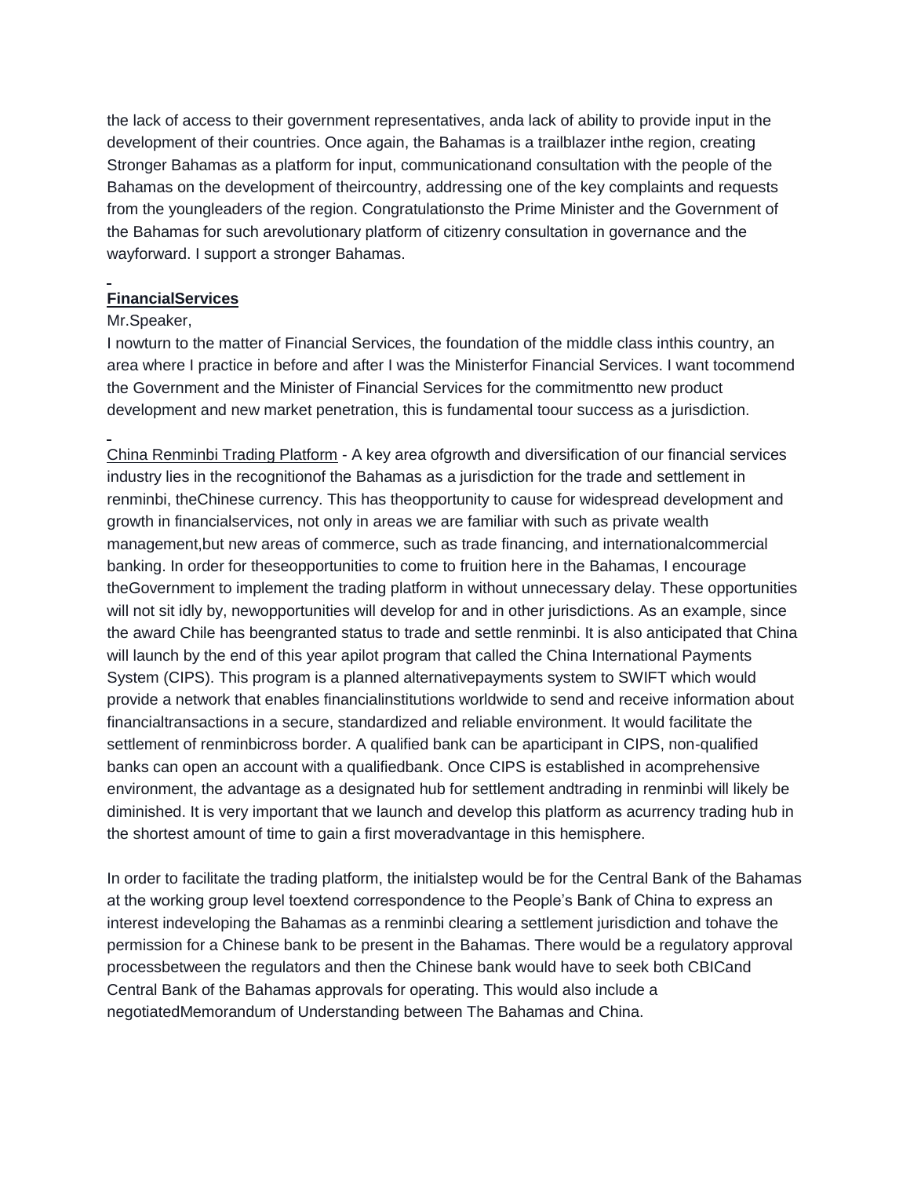the lack of access to their government representatives, anda lack of ability to provide input in the development of their countries. Once again, the Bahamas is a trailblazer inthe region, creating Stronger Bahamas as a platform for input, communicationand consultation with the people of the Bahamas on the development of theircountry, addressing one of the key complaints and requests from the youngleaders of the region. Congratulationsto the Prime Minister and the Government of the Bahamas for such arevolutionary platform of citizenry consultation in governance and the wayforward. I support a stronger Bahamas.

**FinancialServices**

Mr.Speaker,

I nowturn to the matter of Financial Services, the foundation of the middle class inthis country, an area where I practice in before and after I was the Ministerfor Financial Services. I want tocommend the Government and the Minister of Financial Services for the commitmentto new product development and new market penetration, this is fundamental toour success as a jurisdiction.

China Renminbi Trading Platform - A key area ofgrowth and diversification of our financial services industry lies in the recognitionof the Bahamas as a jurisdiction for the trade and settlement in renminbi, theChinese currency. This has theopportunity to cause for widespread development and growth in financialservices, not only in areas we are familiar with such as private wealth management,but new areas of commerce, such as trade financing, and internationalcommercial banking. In order for theseopportunities to come to fruition here in the Bahamas, I encourage theGovernment to implement the trading platform in without unnecessary delay. These opportunities will not sit idly by, newopportunities will develop for and in other jurisdictions. As an example, since the award Chile has beengranted status to trade and settle renminbi. It is also anticipated that China will launch by the end of this year apilot program that called the China International Payments System (CIPS). This program is a planned alternativepayments system to SWIFT which would provide a network that enables financialinstitutions worldwide to send and receive information about financialtransactions in a secure, standardized and reliable environment. It would facilitate the settlement of renminbicross border. A qualified bank can be aparticipant in CIPS, non-qualified banks can open an account with a qualifiedbank. Once CIPS is established in acomprehensive environment, the advantage as a designated hub for settlement andtrading in renminbi will likely be diminished. It is very important that we launch and develop this platform as acurrency trading hub in the shortest amount of time to gain a first moveradvantage in this hemisphere.

In order to facilitate the trading platform, the initialstep would be for the Central Bank of the Bahamas at the working group level toextend correspondence to the People's Bank of China to express an interest indeveloping the Bahamas as a renminbi clearing a settlement jurisdiction and tohave the permission for a Chinese bank to be present in the Bahamas. There would be a regulatory approval processbetween the regulators and then the Chinese bank would have to seek both CBICand Central Bank of the Bahamas approvals for operating. This would also include a negotiatedMemorandum of Understanding between The Bahamas and China.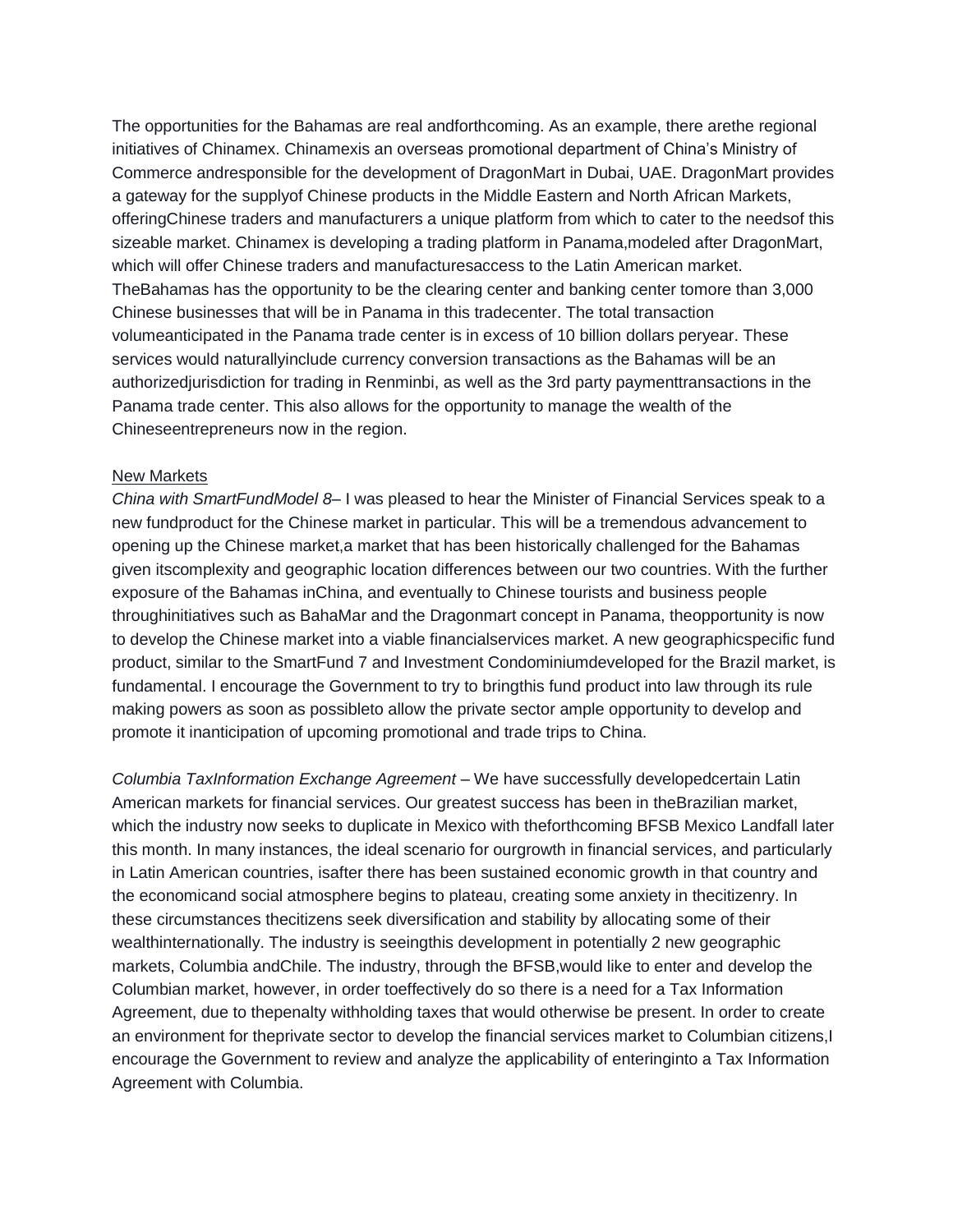The opportunities for the Bahamas are real andforthcoming. As an example, there arethe regional initiatives of Chinamex. Chinamexis an overseas promotional department of China's Ministry of Commerce andresponsible for the development of DragonMart in Dubai, UAE. DragonMart provides a gateway for the supplyof Chinese products in the Middle Eastern and North African Markets, offeringChinese traders and manufacturers a unique platform from which to cater to the needsof this sizeable market. Chinamex is developing a trading platform in Panama,modeled after DragonMart, which will offer Chinese traders and manufacturesaccess to the Latin American market. TheBahamas has the opportunity to be the clearing center and banking center tomore than 3,000 Chinese businesses that will be in Panama in this tradecenter. The total transaction volumeanticipated in the Panama trade center is in excess of 10 billion dollars peryear. These services would naturallyinclude currency conversion transactions as the Bahamas will be an authorizedjurisdiction for trading in Renminbi, as well as the 3rd party paymenttransactions in the Panama trade center. This also allows for the opportunity to manage the wealth of the Chineseentrepreneurs now in the region.

<u>New Markets</u>

*China with SmartFundModel 8*– I was pleased to hear the Minister of Financial Services speak to a new fundproduct for the Chinese market in particular. This will be a tremendous advancement to opening up the Chinese market,a market that has been historically challenged for the Bahamas given itscomplexity and geographic location differences between our two countries. With the further exposure of the Bahamas inChina, and eventually to Chinese tourists and business people throughinitiatives such as BahaMar and the Dragonmart concept in Panama, theopportunity is now to develop the Chinese market into a viable financialservices market. A new geographicspecific fund product, similar to the SmartFund 7 and Investment Condominiumdeveloped for the Brazil market, is fundamental. I encourage the Government to try to bringthis fund product into law through its rule making powers as soon as possibleto allow the private sector ample opportunity to develop and promote it inanticipation of upcoming promotional and trade trips to China.

*Columbia TaxInformation Exchange Agreement* – We have successfully developedcertain Latin American markets for financial services. Our greatest success has been in theBrazilian market, which the industry now seeks to duplicate in Mexico with theforthcoming BFSB Mexico Landfall later this month. In many instances, the ideal scenario for ourgrowth in financial services, and particularly in Latin American countries, isafter there has been sustained economic growth in that country and the economicand social atmosphere begins to plateau, creating some anxiety in thecitizenry. In these circumstances thecitizens seek diversification and stability by allocating some of their wealthinternationally. The industry is seeingthis development in potentially 2 new geographic markets, Columbia andChile. The industry, through the BFSB,would like to enter and develop the Columbian market, however, in order toeffectively do so there is a need for a Tax Information Agreement, due to thepenalty withholding taxes that would otherwise be present. In order to create an environment for theprivate sector to develop the financial services market to Columbian citizens,I encourage the Government to review and analyze the applicability of enteringinto a Tax Information Agreement with Columbia.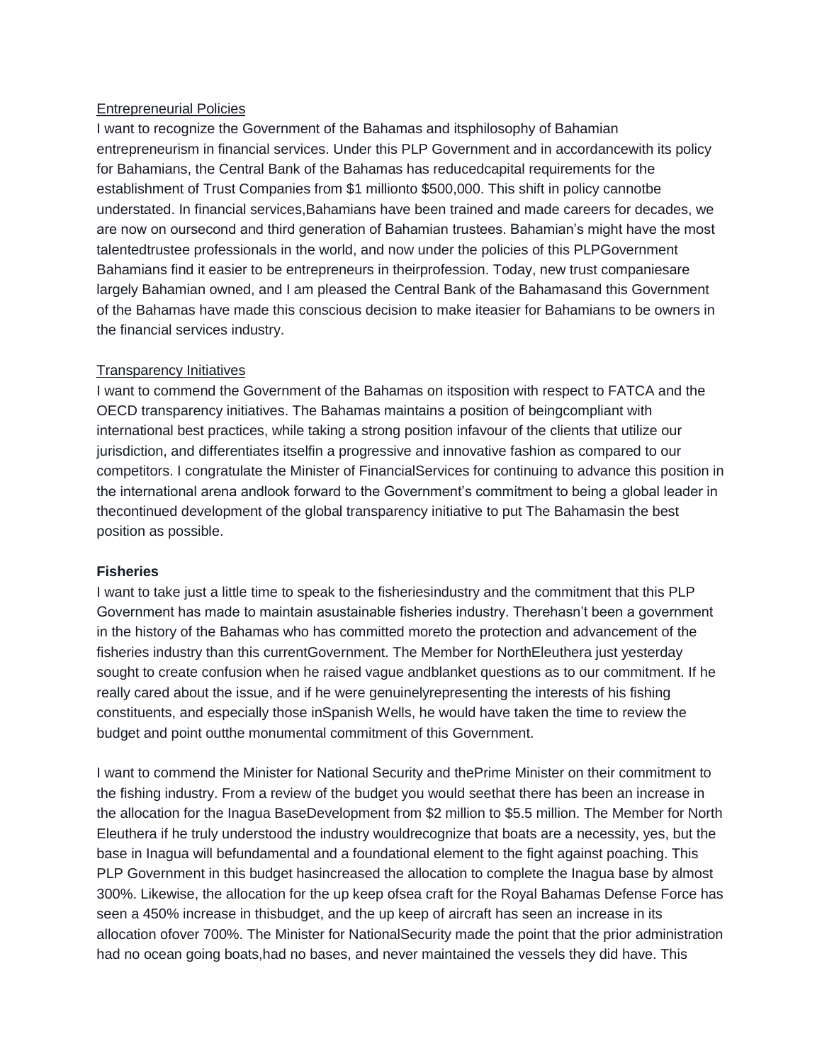Entrepreneurial Policies

I want to recognize the Government of the Bahamas and itsphilosophy of Bahamian entrepreneurism in financial services. Under this PLP Government and in accordancewith its policy for Bahamians, the Central Bank of the Bahamas has reducedcapital requirements for the establishment of Trust Companies from $1 millionto $500,000. This shift in policy cannotbe understated. In financial services,Bahamians have been trained and made careers for decades, we are now on oursecond and third generation of Bahamian trustees. Bahamian's might have the most talentedtrustee professionals in the world, and now under the policies of this PLPGovernment Bahamians find it easier to be entrepreneurs in theirprofession. Today, new trust companiesare largely Bahamian owned, and I am pleased the Central Bank of the Bahamasand this Government of the Bahamas have made this conscious decision to make iteasier for Bahamians to be owners in the financial services industry.

Transparency Initiatives

I want to commend the Government of the Bahamas on itsposition with respect to FATCA and the OECD transparency initiatives. The Bahamas maintains a position of beingcompliant with international best practices, while taking a strong position infavour of the clients that utilize our jurisdiction, and differentiates itselfin a progressive and innovative fashion as compared to our competitors. I congratulate the Minister of FinancialServices for continuing to advance this position in the international arena andlook forward to the Government's commitment to being a global leader in thecontinued development of the global transparency initiative to put The Bahamasin the best position as possible.

**Fisheries**

I want to take just a little time to speak to the fisheriesindustry and the commitment that this PLP Government has made to maintain asustainable fisheries industry. Therehasn't been a government in the history of the Bahamas who has committed moreto the protection and advancement of the fisheries industry than this currentGovernment. The Member for NorthEleuthera just yesterday sought to create confusion when he raised vague andblanket questions as to our commitment. If he really cared about the issue, and if he were genuinelyrepresenting the interests of his fishing constituents, and especially those inSpanish Wells, he would have taken the time to review the budget and point outthe monumental commitment of this Government.

I want to commend the Minister for National Security and thePrime Minister on their commitment to the fishing industry. From a review of the budget you would seethat there has been an increase in the allocation for the Inagua BaseDevelopment from $2 million to $5.5 million. The Member for North Eleuthera if he truly understood the industry wouldrecognize that boats are a necessity, yes, but the base in Inagua will befundamental and a foundational element to the fight against poaching. This PLP Government in this budget hasincreased the allocation to complete the Inagua base by almost 300%. Likewise, the allocation for the up keep ofsea craft for the Royal Bahamas Defense Force has seen a 450% increase in thisbudget, and the up keep of aircraft has seen an increase in its allocation ofover 700%. The Minister for NationalSecurity made the point that the prior administration had no ocean going boats,had no bases, and never maintained the vessels they did have. This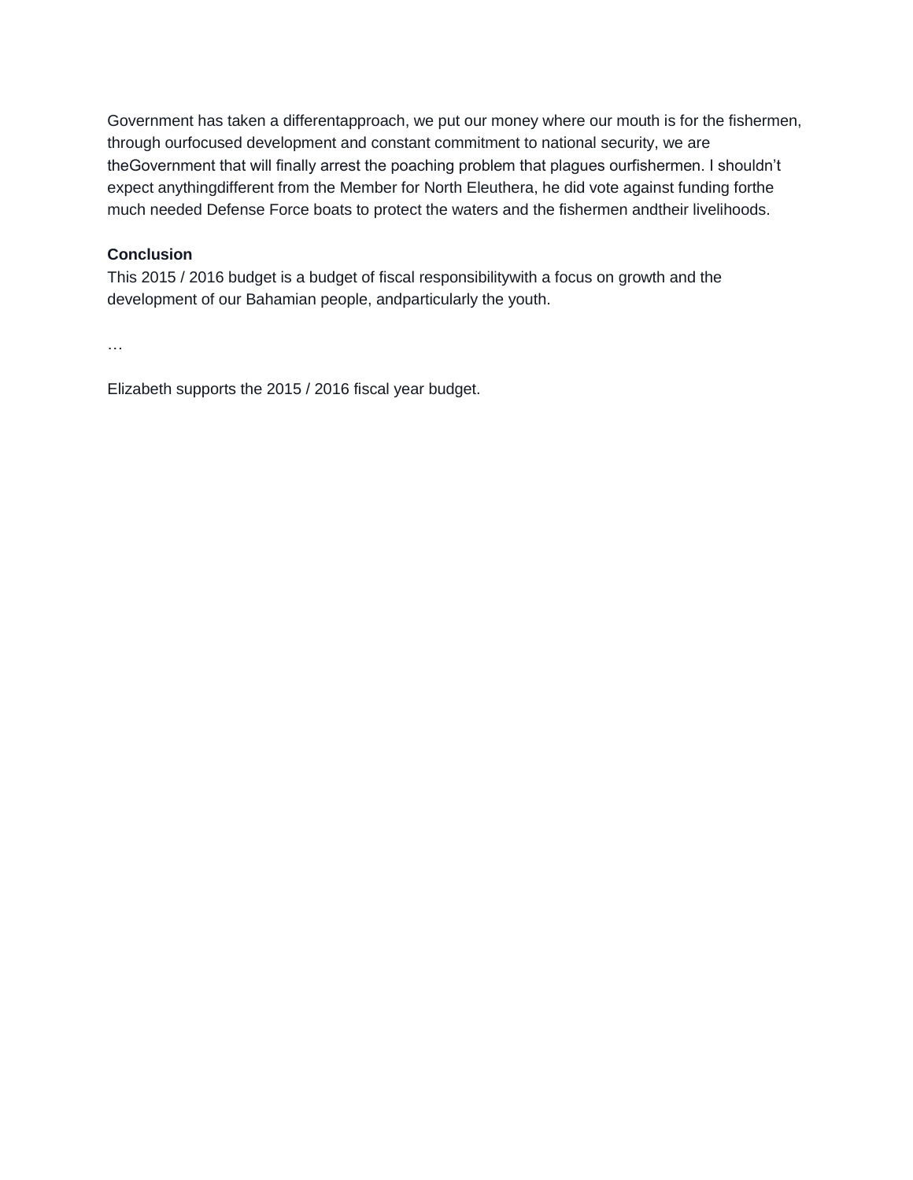Government has taken a differentapproach, we put our money where our mouth is for the fishermen, through ourfocused development and constant commitment to national security, we are theGovernment that will finally arrest the poaching problem that plagues ourfishermen. I shouldn't expect anythingdifferent from the Member for North Eleuthera, he did vote against funding forthe much needed Defense Force boats to protect the waters and the fishermen andtheir livelihoods.

**Conclusion**

This 2015 / 2016 budget is a budget of fiscal responsibilitywith a focus on growth and the development of our Bahamian people, andparticularly the youth.

…

Elizabeth supports the 2015 / 2016 fiscal year budget.